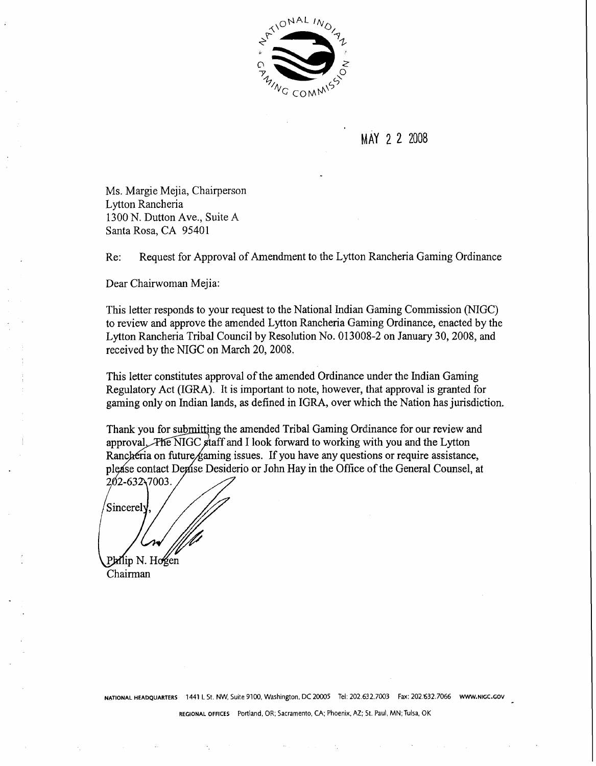NATIONAL INDIAN GAMING COMMISSION

MAY 2 2 2008

Ms. Margie Mejia, Chairperson
Lytton Rancheria
1300 N. Dutton Ave., Suite A
Santa Rosa, CA 95401

Re: Request for Approval of Amendment to the Lytton Rancheria Gaming Ordinance

Dear Chairwoman Mejia:

This letter responds to your request to the National Indian Gaming Commission (NIGC) to review and approve the amended Lytton Rancheria Gaming Ordinance, enacted by the Lytton Rancheria Tribal Council by Resolution No. 013008-2 on January 30, 2008, and received by the NIGC on March 20, 2008.

This letter constitutes approval of the amended Ordinance under the Indian Gaming Regulatory Act (IGRA). It is important to note, however, that approval is granted for gaming only on Indian lands, as defined in IGRA, over which the Nation has jurisdiction.

Thank you for submitting the amended Tribal Gaming Ordinance for our review and approval. The NIGC staff and I look forward to working with you and the Lytton Rancheria on future gaming issues. If you have any questions or require assistance, please contact Denise Desiderio or John Hay in the Office of the General Counsel, at 202-632-7003.

Sincerely,

Philip N. Hogen
Chairman

NATIONAL HEADQUARTERS 1441 L St. NW, Suite 9100, Washington, DC 20005 Tel: 202.632.7003 Fax: 202.632.7066 WWW.NIGC.GOV

REGIONAL OFFICES Portland, OR; Sacramento, CA; Phoenix, AZ; St. Paul, MN; Tulsa, OK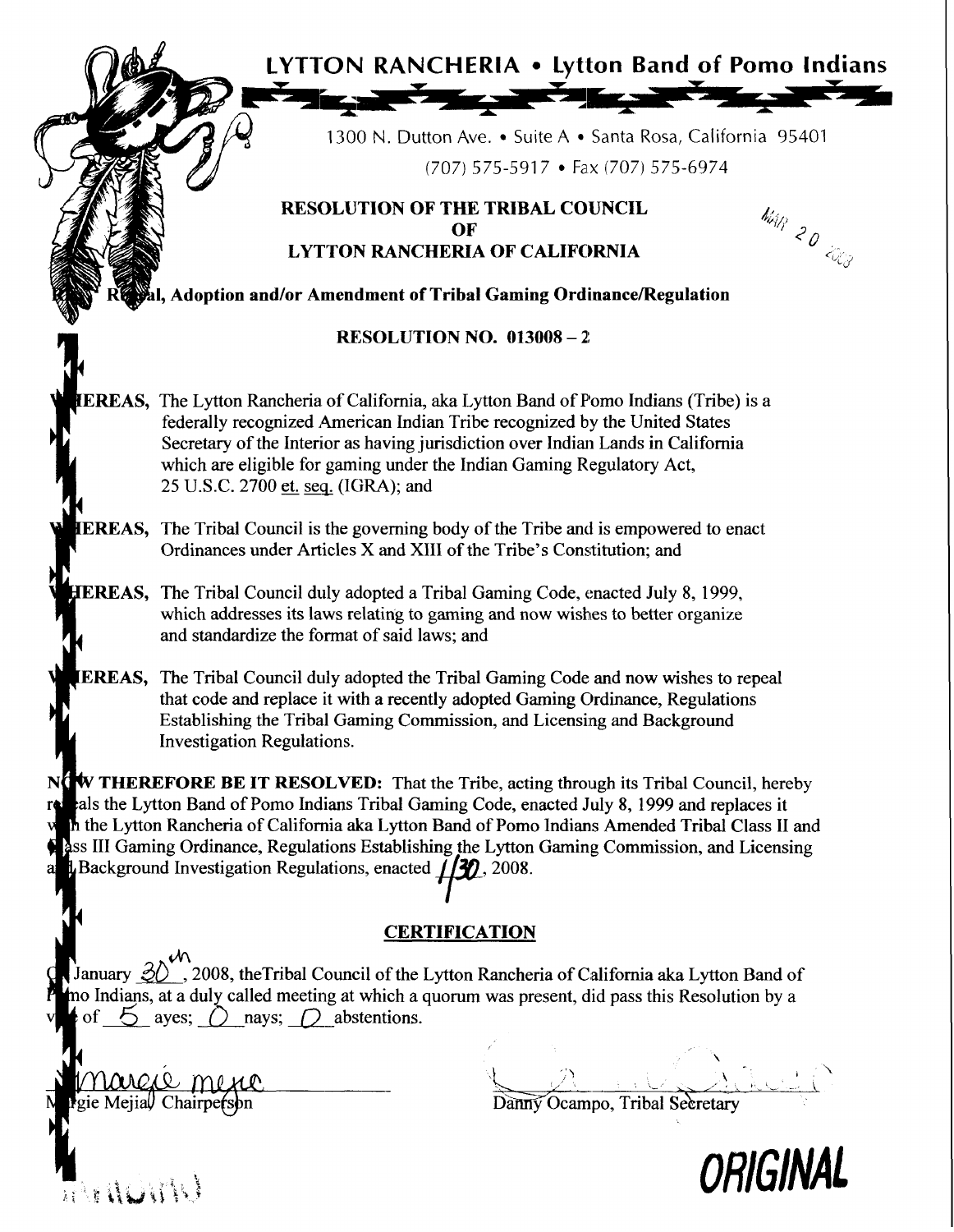# LYTTON RANCHERIA • Lytton Band of Pomo Indians

1300 N. Dutton Ave. • Suite A • Santa Rosa, California 95401

(707) 575-5917 • Fax (707) 575-6974

MAR 20 2008

## RESOLUTION OF THE TRIBAL COUNCIL OF LYTTON RANCHERIA OF CALIFORNIA

**Repeal, Adoption and/or Amendment of Tribal Gaming Ordinance/Regulation**

**RESOLUTION NO. 013008 – 2**

**WHEREAS,** The Lytton Rancheria of California, aka Lytton Band of Pomo Indians (Tribe) is a federally recognized American Indian Tribe recognized by the United States Secretary of the Interior as having jurisdiction over Indian Lands in California which are eligible for gaming under the Indian Gaming Regulatory Act, 25 U.S.C. 2700 et. seq. (IGRA); and

**WHEREAS,** The Tribal Council is the governing body of the Tribe and is empowered to enact Ordinances under Articles X and XIII of the Tribe's Constitution; and

**WHEREAS,** The Tribal Council duly adopted a Tribal Gaming Code, enacted July 8, 1999, which addresses its laws relating to gaming and now wishes to better organize and standardize the format of said laws; and

**WHEREAS,** The Tribal Council duly adopted the Tribal Gaming Code and now wishes to repeal that code and replace it with a recently adopted Gaming Ordinance, Regulations Establishing the Tribal Gaming Commission, and Licensing and Background Investigation Regulations.

**NOW THEREFORE BE IT RESOLVED:** That the Tribe, acting through its Tribal Council, hereby repeals the Lytton Band of Pomo Indians Tribal Gaming Code, enacted July 8, 1999 and replaces it with the Lytton Rancheria of California aka Lytton Band of Pomo Indians Amended Tribal Class II and Class III Gaming Ordinance, Regulations Establishing the Lytton Gaming Commission, and Licensing and Background Investigation Regulations, enacted 1/30, 2008.

## CERTIFICATION

On January 30th, 2008, theTribal Council of the Lytton Rancheria of California aka Lytton Band of Pomo Indians, at a duly called meeting at which a quorum was present, did pass this Resolution by a vote of 5 ayes; 0 nays; 0 abstentions.

Margie Mejia, Chairperson

Danny Ocampo, Tribal Secretary

**ORIGINAL**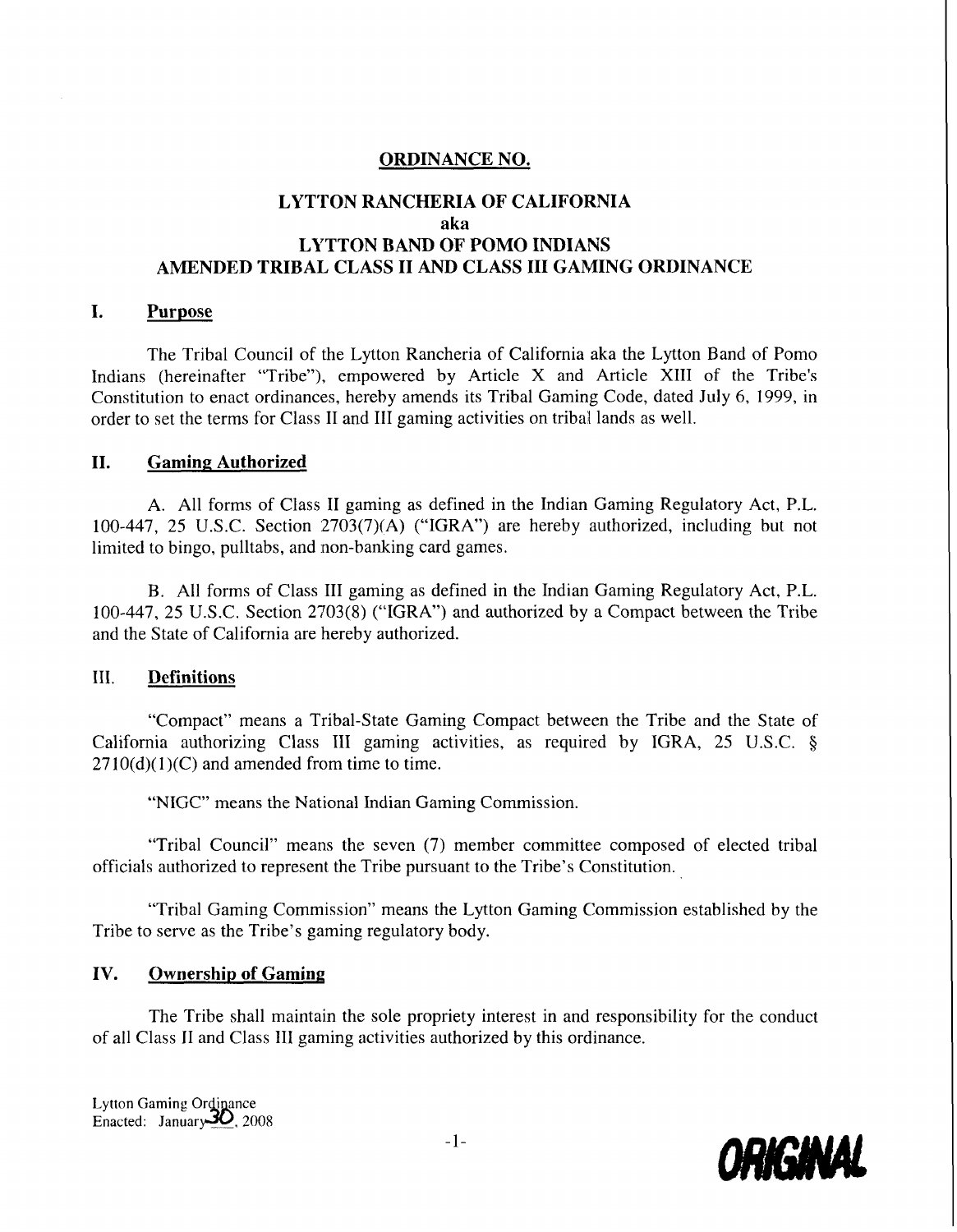## ORDINANCE NO.

## LYTTON RANCHERIA OF CALIFORNIA
## aka
## LYTTON BAND OF POMO INDIANS
## AMENDED TRIBAL CLASS II AND CLASS III GAMING ORDINANCE

### I. Purpose

The Tribal Council of the Lytton Rancheria of California aka the Lytton Band of Pomo Indians (hereinafter "Tribe"), empowered by Article X and Article XIII of the Tribe's Constitution to enact ordinances, hereby amends its Tribal Gaming Code, dated July 6, 1999, in order to set the terms for Class II and III gaming activities on tribal lands as well.

### II. Gaming Authorized

A. All forms of Class II gaming as defined in the Indian Gaming Regulatory Act, P.L. 100-447, 25 U.S.C. Section 2703(7)(A) ("IGRA") are hereby authorized, including but not limited to bingo, pulltabs, and non-banking card games.

B. All forms of Class III gaming as defined in the Indian Gaming Regulatory Act, P.L. 100-447, 25 U.S.C. Section 2703(8) ("IGRA") and authorized by a Compact between the Tribe and the State of California are hereby authorized.

### III. Definitions

"Compact" means a Tribal-State Gaming Compact between the Tribe and the State of California authorizing Class III gaming activities, as required by IGRA, 25 U.S.C. § 2710(d)(1)(C) and amended from time to time.

"NIGC" means the National Indian Gaming Commission.

"Tribal Council" means the seven (7) member committee composed of elected tribal officials authorized to represent the Tribe pursuant to the Tribe's Constitution.

"Tribal Gaming Commission" means the Lytton Gaming Commission established by the Tribe to serve as the Tribe's gaming regulatory body.

### IV. Ownership of Gaming

The Tribe shall maintain the sole propriety interest in and responsibility for the conduct of all Class II and Class III gaming activities authorized by this ordinance.

Lytton Gaming Ordinance
Enacted: January 30, 2008

ORIGINAL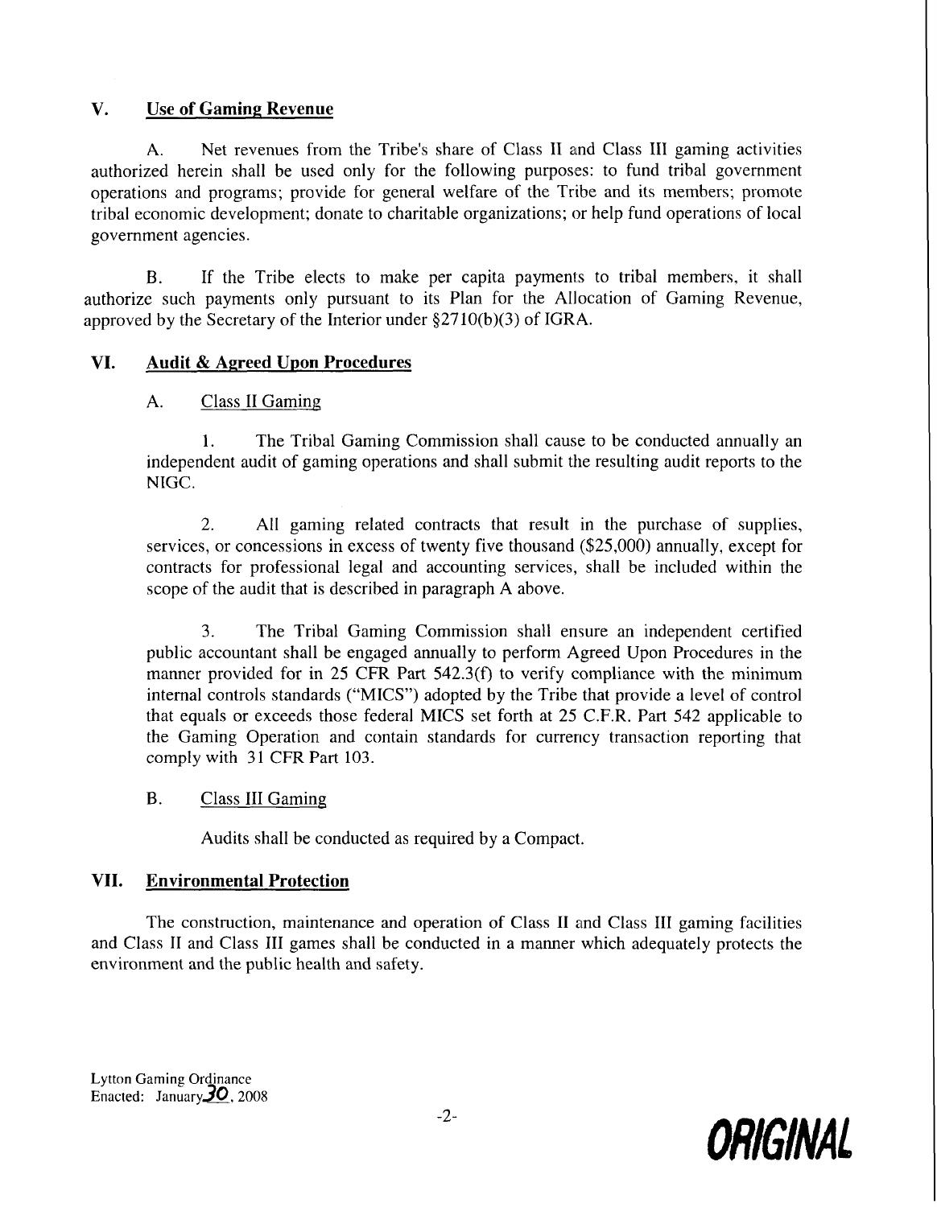## V. Use of Gaming Revenue

A. Net revenues from the Tribe's share of Class II and Class III gaming activities authorized herein shall be used only for the following purposes: to fund tribal government operations and programs; provide for general welfare of the Tribe and its members; promote tribal economic development; donate to charitable organizations; or help fund operations of local government agencies.

B. If the Tribe elects to make per capita payments to tribal members, it shall authorize such payments only pursuant to its Plan for the Allocation of Gaming Revenue, approved by the Secretary of the Interior under §2710(b)(3) of IGRA.

## VI. Audit & Agreed Upon Procedures

### A. Class II Gaming

1. The Tribal Gaming Commission shall cause to be conducted annually an independent audit of gaming operations and shall submit the resulting audit reports to the NIGC.

2. All gaming related contracts that result in the purchase of supplies, services, or concessions in excess of twenty five thousand ($25,000) annually, except for contracts for professional legal and accounting services, shall be included within the scope of the audit that is described in paragraph A above.

3. The Tribal Gaming Commission shall ensure an independent certified public accountant shall be engaged annually to perform Agreed Upon Procedures in the manner provided for in 25 CFR Part 542.3(f) to verify compliance with the minimum internal controls standards ("MICS") adopted by the Tribe that provide a level of control that equals or exceeds those federal MICS set forth at 25 C.F.R. Part 542 applicable to the Gaming Operation and contain standards for currency transaction reporting that comply with 31 CFR Part 103.

### B. Class III Gaming

Audits shall be conducted as required by a Compact.

## VII. Environmental Protection

The construction, maintenance and operation of Class II and Class III gaming facilities and Class II and Class III games shall be conducted in a manner which adequately protects the environment and the public health and safety.

Lytton Gaming Ordinance
Enacted: January 30, 2008

**ORIGINAL**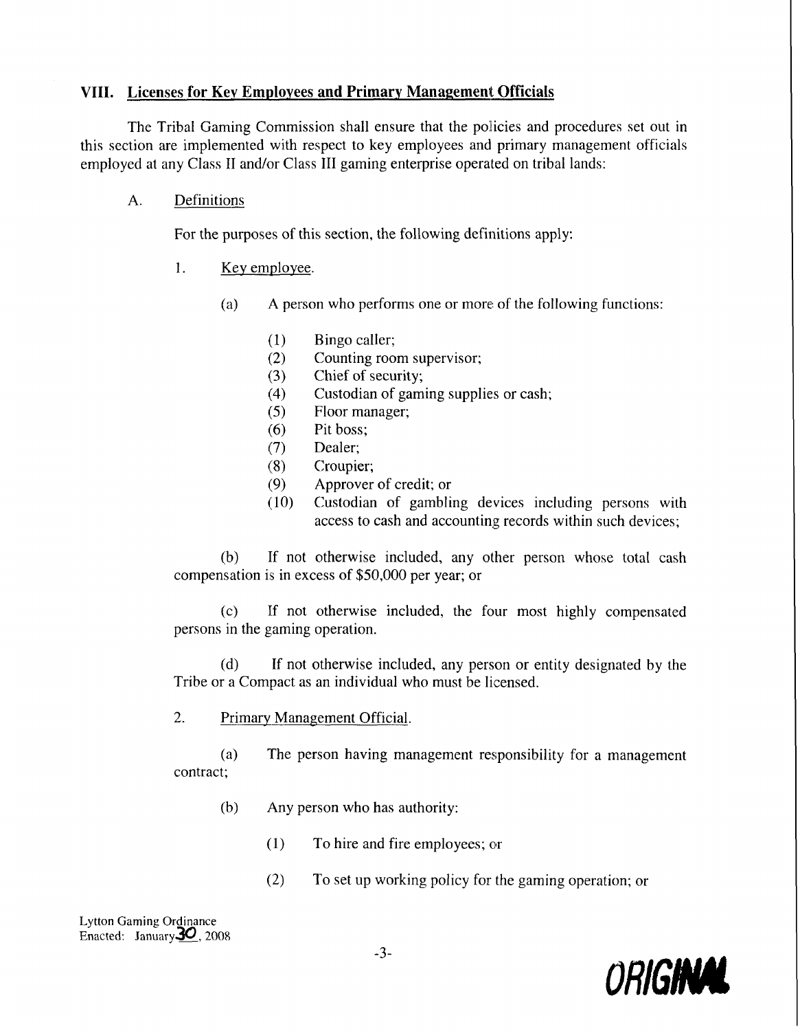## VIII. Licenses for Key Employees and Primary Management Officials

The Tribal Gaming Commission shall ensure that the policies and procedures set out in this section are implemented with respect to key employees and primary management officials employed at any Class II and/or Class III gaming enterprise operated on tribal lands:

A. Definitions

For the purposes of this section, the following definitions apply:

1. Key employee.

(a) A person who performs one or more of the following functions:

(1) Bingo caller;
(2) Counting room supervisor;
(3) Chief of security;
(4) Custodian of gaming supplies or cash;
(5) Floor manager;
(6) Pit boss;
(7) Dealer;
(8) Croupier;
(9) Approver of credit; or
(10) Custodian of gambling devices including persons with access to cash and accounting records within such devices;

(b) If not otherwise included, any other person whose total cash compensation is in excess of $50,000 per year; or

(c) If not otherwise included, the four most highly compensated persons in the gaming operation.

(d) If not otherwise included, any person or entity designated by the Tribe or a Compact as an individual who must be licensed.

2. Primary Management Official.

(a) The person having management responsibility for a management contract;

(b) Any person who has authority:

(1) To hire and fire employees; or

(2) To set up working policy for the gaming operation; or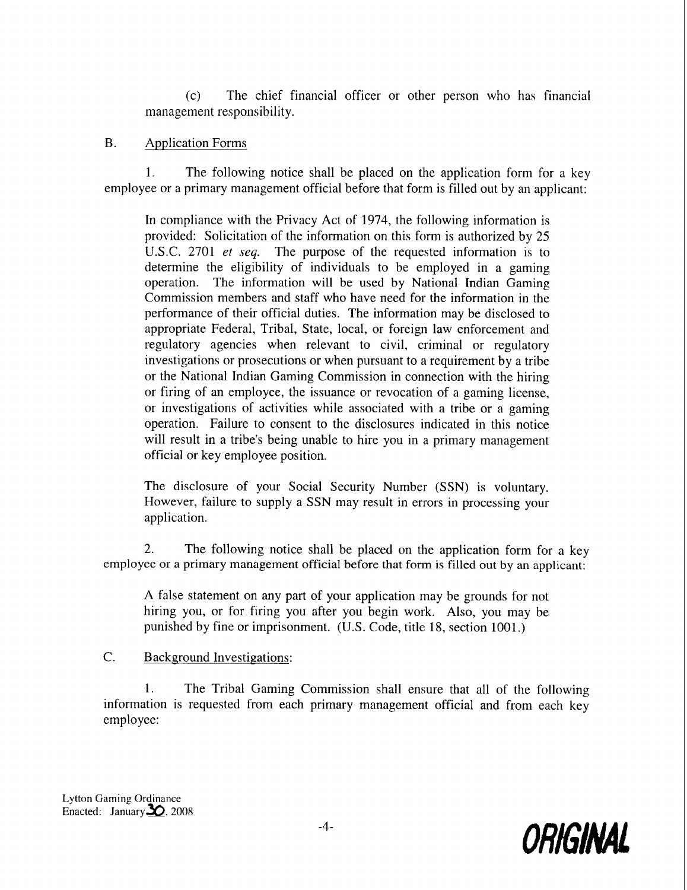(c) The chief financial officer or other person who has financial management responsibility.

B. Application Forms

1. The following notice shall be placed on the application form for a key employee or a primary management official before that form is filled out by an applicant:

> In compliance with the Privacy Act of 1974, the following information is provided: Solicitation of the information on this form is authorized by 25 U.S.C. 2701 *et seq.* The purpose of the requested information is to determine the eligibility of individuals to be employed in a gaming operation. The information will be used by National Indian Gaming Commission members and staff who have need for the information in the performance of their official duties. The information may be disclosed to appropriate Federal, Tribal, State, local, or foreign law enforcement and regulatory agencies when relevant to civil, criminal or regulatory investigations or prosecutions or when pursuant to a requirement by a tribe or the National Indian Gaming Commission in connection with the hiring or firing of an employee, the issuance or revocation of a gaming license, or investigations of activities while associated with a tribe or a gaming operation. Failure to consent to the disclosures indicated in this notice will result in a tribe's being unable to hire you in a primary management official or key employee position.
>
> The disclosure of your Social Security Number (SSN) is voluntary. However, failure to supply a SSN may result in errors in processing your application.

2. The following notice shall be placed on the application form for a key employee or a primary management official before that form is filled out by an applicant:

> A false statement on any part of your application may be grounds for not hiring you, or for firing you after you begin work. Also, you may be punished by fine or imprisonment. (U.S. Code, title 18, section 1001.)

C. Background Investigations:

1. The Tribal Gaming Commission shall ensure that all of the following information is requested from each primary management official and from each key employee:

Lytton Gaming Ordinance
Enacted: January 30, 2008

**ORIGINAL**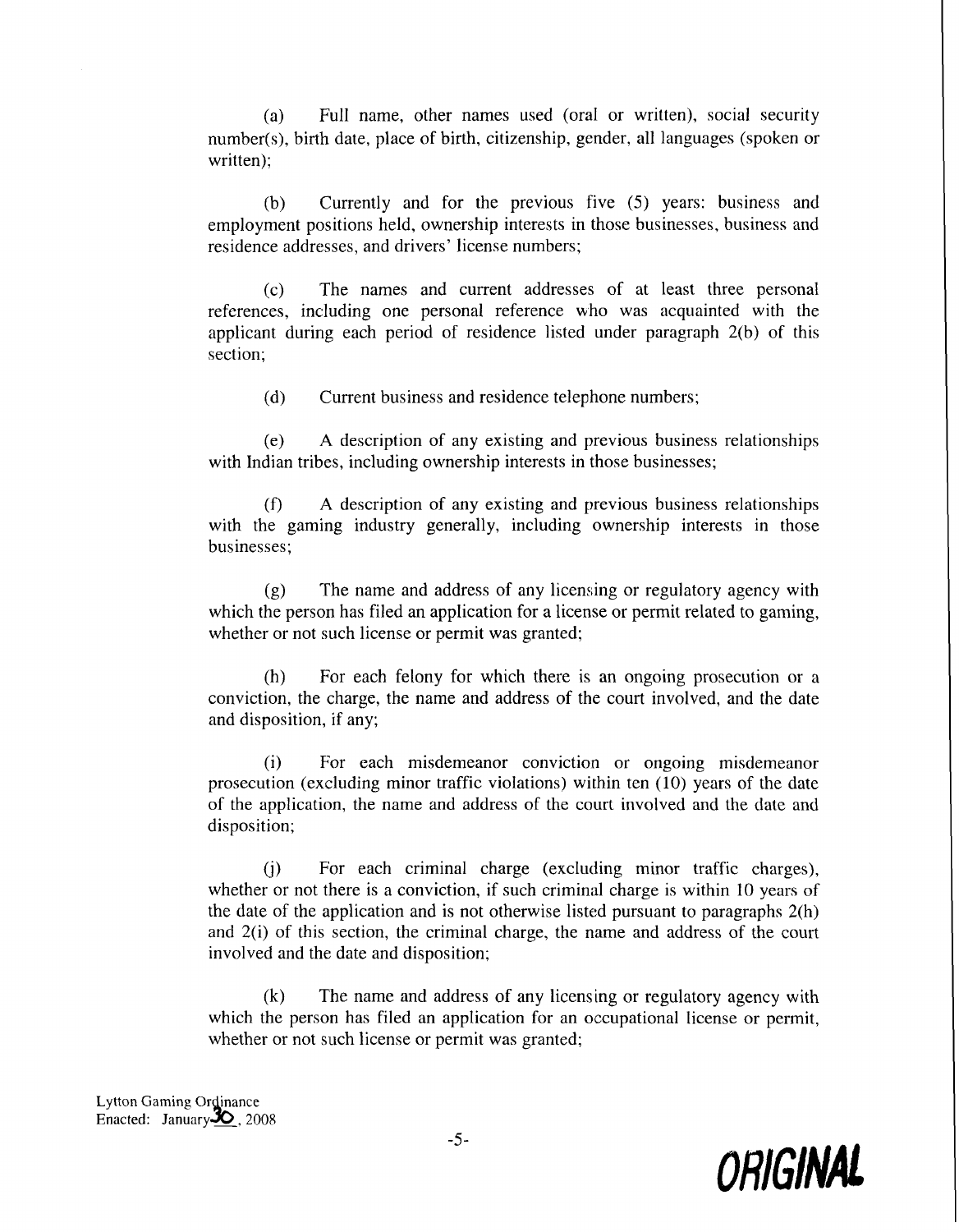(a) Full name, other names used (oral or written), social security number(s), birth date, place of birth, citizenship, gender, all languages (spoken or written);

(b) Currently and for the previous five (5) years: business and employment positions held, ownership interests in those businesses, business and residence addresses, and drivers' license numbers;

(c) The names and current addresses of at least three personal references, including one personal reference who was acquainted with the applicant during each period of residence listed under paragraph 2(b) of this section;

(d) Current business and residence telephone numbers;

(e) A description of any existing and previous business relationships with Indian tribes, including ownership interests in those businesses;

(f) A description of any existing and previous business relationships with the gaming industry generally, including ownership interests in those businesses;

(g) The name and address of any licensing or regulatory agency with which the person has filed an application for a license or permit related to gaming, whether or not such license or permit was granted;

(h) For each felony for which there is an ongoing prosecution or a conviction, the charge, the name and address of the court involved, and the date and disposition, if any;

(i) For each misdemeanor conviction or ongoing misdemeanor prosecution (excluding minor traffic violations) within ten (10) years of the date of the application, the name and address of the court involved and the date and disposition;

(j) For each criminal charge (excluding minor traffic charges), whether or not there is a conviction, if such criminal charge is within 10 years of the date of the application and is not otherwise listed pursuant to paragraphs 2(h) and 2(i) of this section, the criminal charge, the name and address of the court involved and the date and disposition;

(k) The name and address of any licensing or regulatory agency with which the person has filed an application for an occupational license or permit, whether or not such license or permit was granted;

Lytton Gaming Ordinance
Enacted: January 30, 2008

ORIGINAL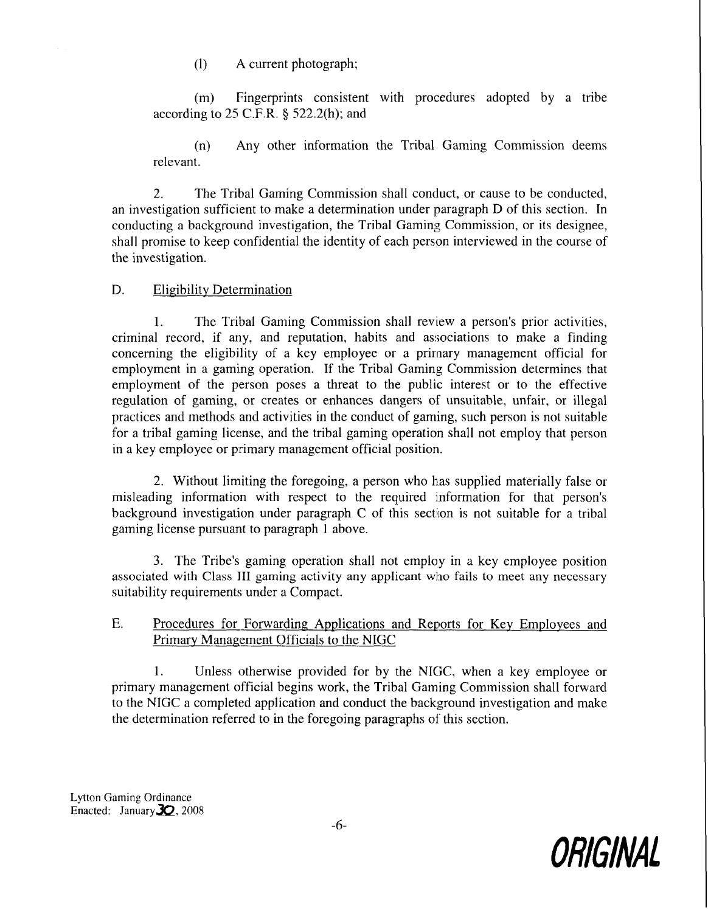(l) A current photograph;

(m) Fingerprints consistent with procedures adopted by a tribe according to 25 C.F.R. § 522.2(h); and

(n) Any other information the Tribal Gaming Commission deems relevant.

2. The Tribal Gaming Commission shall conduct, or cause to be conducted, an investigation sufficient to make a determination under paragraph D of this section. In conducting a background investigation, the Tribal Gaming Commission, or its designee, shall promise to keep confidential the identity of each person interviewed in the course of the investigation.

D. Eligibility Determination

1. The Tribal Gaming Commission shall review a person's prior activities, criminal record, if any, and reputation, habits and associations to make a finding concerning the eligibility of a key employee or a primary management official for employment in a gaming operation. If the Tribal Gaming Commission determines that employment of the person poses a threat to the public interest or to the effective regulation of gaming, or creates or enhances dangers of unsuitable, unfair, or illegal practices and methods and activities in the conduct of gaming, such person is not suitable for a tribal gaming license, and the tribal gaming operation shall not employ that person in a key employee or primary management official position.

2. Without limiting the foregoing, a person who has supplied materially false or misleading information with respect to the required information for that person's background investigation under paragraph C of this section is not suitable for a tribal gaming license pursuant to paragraph 1 above.

3. The Tribe's gaming operation shall not employ in a key employee position associated with Class III gaming activity any applicant who fails to meet any necessary suitability requirements under a Compact.

E. Procedures for Forwarding Applications and Reports for Key Employees and Primary Management Officials to the NIGC

1. Unless otherwise provided for by the NIGC, when a key employee or primary management official begins work, the Tribal Gaming Commission shall forward to the NIGC a completed application and conduct the background investigation and make the determination referred to in the foregoing paragraphs of this section.

Lytton Gaming Ordinance
Enacted: January 30, 2008

ORIGINAL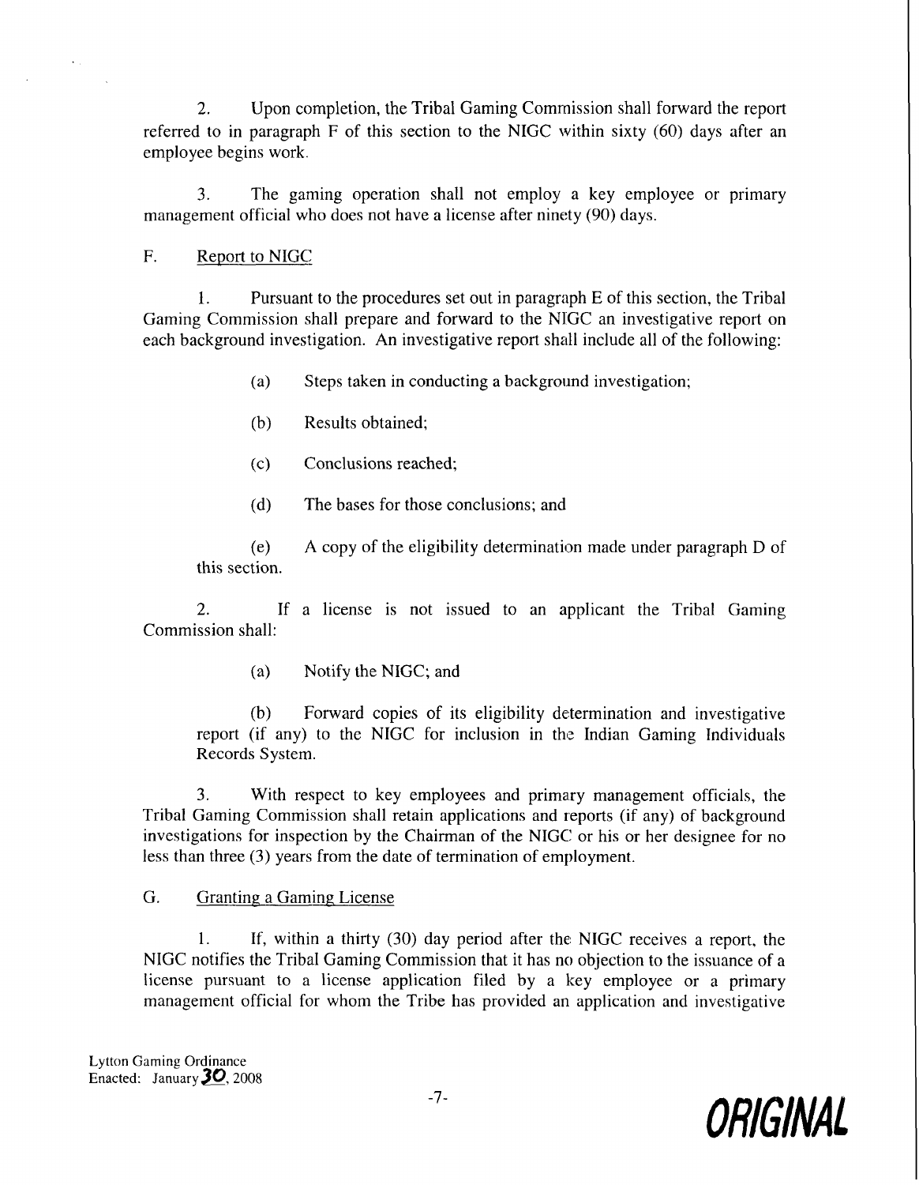2. Upon completion, the Tribal Gaming Commission shall forward the report referred to in paragraph F of this section to the NIGC within sixty (60) days after an employee begins work.

3. The gaming operation shall not employ a key employee or primary management official who does not have a license after ninety (90) days.

F. Report to NIGC

1. Pursuant to the procedures set out in paragraph E of this section, the Tribal Gaming Commission shall prepare and forward to the NIGC an investigative report on each background investigation. An investigative report shall include all of the following:

(a) Steps taken in conducting a background investigation;

(b) Results obtained;

(c) Conclusions reached;

(d) The bases for those conclusions; and

(e) A copy of the eligibility determination made under paragraph D of this section.

2. If a license is not issued to an applicant the Tribal Gaming Commission shall:

(a) Notify the NIGC; and

(b) Forward copies of its eligibility determination and investigative report (if any) to the NIGC for inclusion in the Indian Gaming Individuals Records System.

3. With respect to key employees and primary management officials, the Tribal Gaming Commission shall retain applications and reports (if any) of background investigations for inspection by the Chairman of the NIGC or his or her designee for no less than three (3) years from the date of termination of employment.

G. Granting a Gaming License

1. If, within a thirty (30) day period after the NIGC receives a report, the NIGC notifies the Tribal Gaming Commission that it has no objection to the issuance of a license pursuant to a license application filed by a key employee or a primary management official for whom the Tribe has provided an application and investigative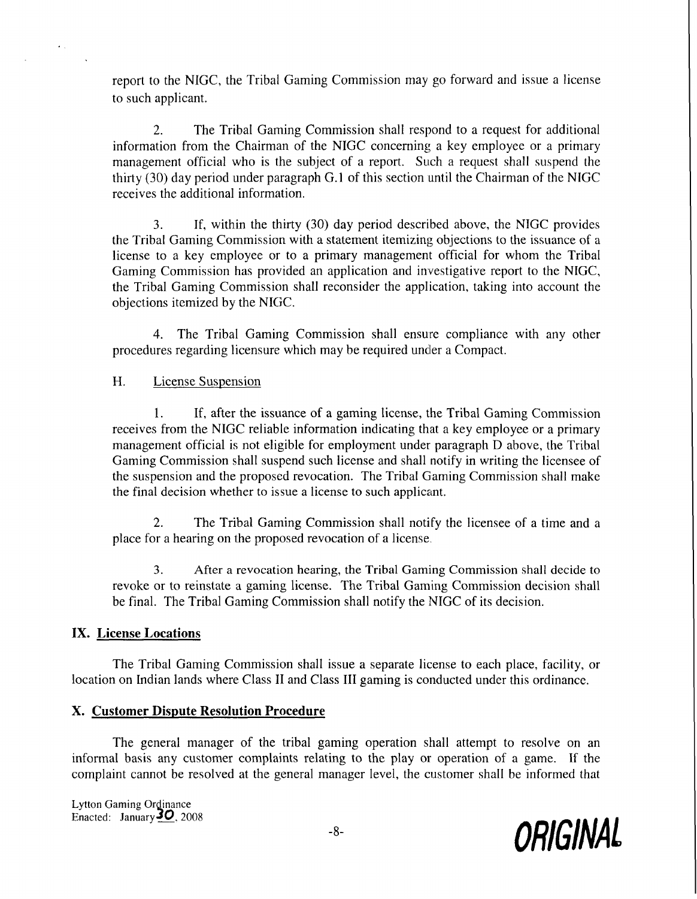report to the NIGC, the Tribal Gaming Commission may go forward and issue a license to such applicant.

2. The Tribal Gaming Commission shall respond to a request for additional information from the Chairman of the NIGC concerning a key employee or a primary management official who is the subject of a report. Such a request shall suspend the thirty (30) day period under paragraph G.1 of this section until the Chairman of the NIGC receives the additional information.

3. If, within the thirty (30) day period described above, the NIGC provides the Tribal Gaming Commission with a statement itemizing objections to the issuance of a license to a key employee or to a primary management official for whom the Tribal Gaming Commission has provided an application and investigative report to the NIGC, the Tribal Gaming Commission shall reconsider the application, taking into account the objections itemized by the NIGC.

4. The Tribal Gaming Commission shall ensure compliance with any other procedures regarding licensure which may be required under a Compact.

H. License Suspension

1. If, after the issuance of a gaming license, the Tribal Gaming Commission receives from the NIGC reliable information indicating that a key employee or a primary management official is not eligible for employment under paragraph D above, the Tribal Gaming Commission shall suspend such license and shall notify in writing the licensee of the suspension and the proposed revocation. The Tribal Gaming Commission shall make the final decision whether to issue a license to such applicant.

2. The Tribal Gaming Commission shall notify the licensee of a time and a place for a hearing on the proposed revocation of a license.

3. After a revocation hearing, the Tribal Gaming Commission shall decide to revoke or to reinstate a gaming license. The Tribal Gaming Commission decision shall be final. The Tribal Gaming Commission shall notify the NIGC of its decision.

## IX. License Locations

The Tribal Gaming Commission shall issue a separate license to each place, facility, or location on Indian lands where Class II and Class III gaming is conducted under this ordinance.

## X. Customer Dispute Resolution Procedure

The general manager of the tribal gaming operation shall attempt to resolve on an informal basis any customer complaints relating to the play or operation of a game. If the complaint cannot be resolved at the general manager level, the customer shall be informed that

Lytton Gaming Ordinance
Enacted: January 30, 2008

**ORIGINAL**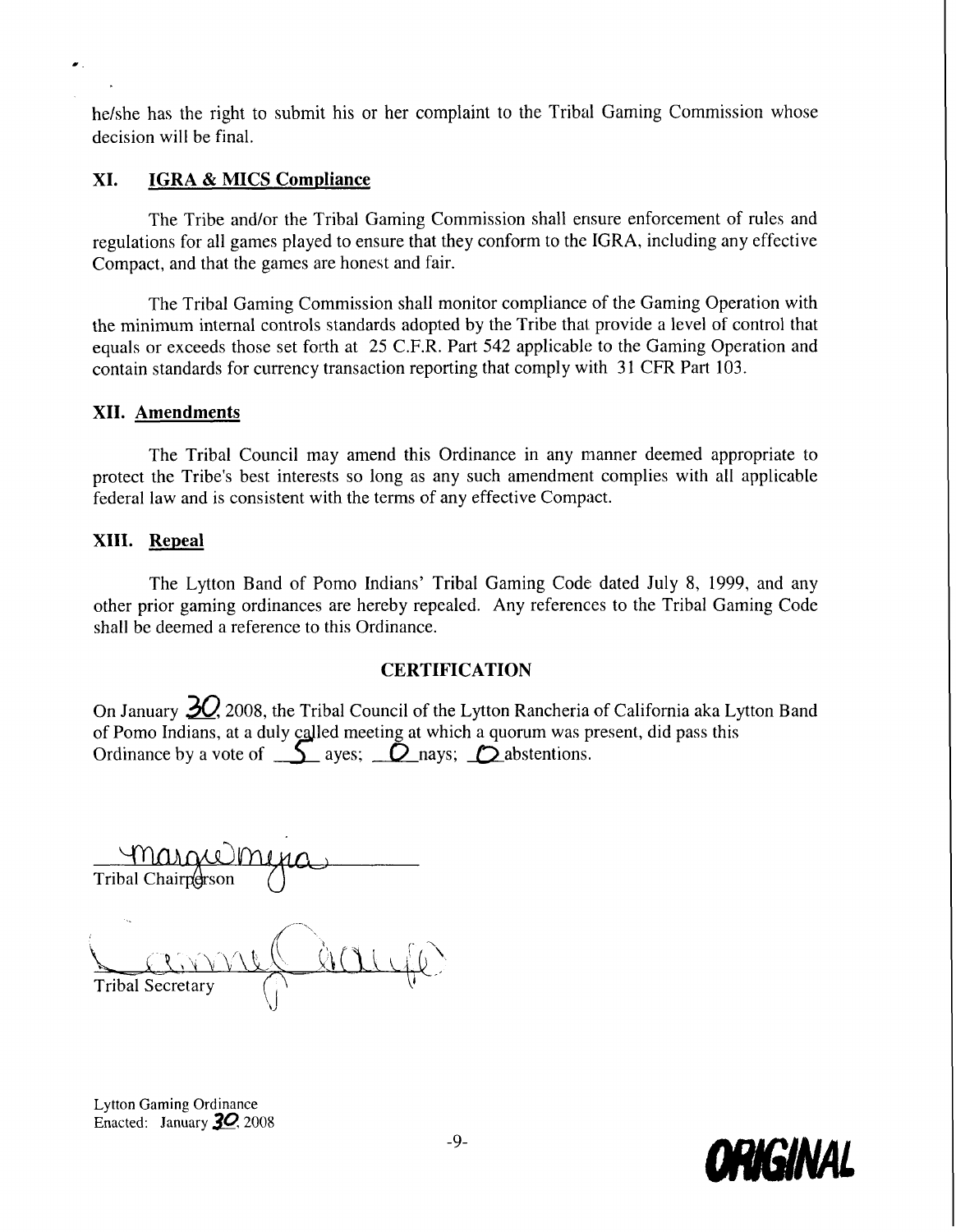he/she has the right to submit his or her complaint to the Tribal Gaming Commission whose decision will be final.

## XI. IGRA & MICS Compliance

The Tribe and/or the Tribal Gaming Commission shall ensure enforcement of rules and regulations for all games played to ensure that they conform to the IGRA, including any effective Compact, and that the games are honest and fair.

The Tribal Gaming Commission shall monitor compliance of the Gaming Operation with the minimum internal controls standards adopted by the Tribe that provide a level of control that equals or exceeds those set forth at 25 C.F.R. Part 542 applicable to the Gaming Operation and contain standards for currency transaction reporting that comply with 31 CFR Part 103.

## XII. Amendments

The Tribal Council may amend this Ordinance in any manner deemed appropriate to protect the Tribe's best interests so long as any such amendment complies with all applicable federal law and is consistent with the terms of any effective Compact.

## XIII. Repeal

The Lytton Band of Pomo Indians' Tribal Gaming Code dated July 8, 1999, and any other prior gaming ordinances are hereby repealed. Any references to the Tribal Gaming Code shall be deemed a reference to this Ordinance.

## CERTIFICATION

On January 30, 2008, the Tribal Council of the Lytton Rancheria of California aka Lytton Band of Pomo Indians, at a duly called meeting at which a quorum was present, did pass this Ordinance by a vote of 5 ayes; 0 nays; 0 abstentions.

Margie Mejia
Tribal Chairperson

Tribal Secretary

Lytton Gaming Ordinance
Enacted: January 30, 2008

**ORIGINAL**